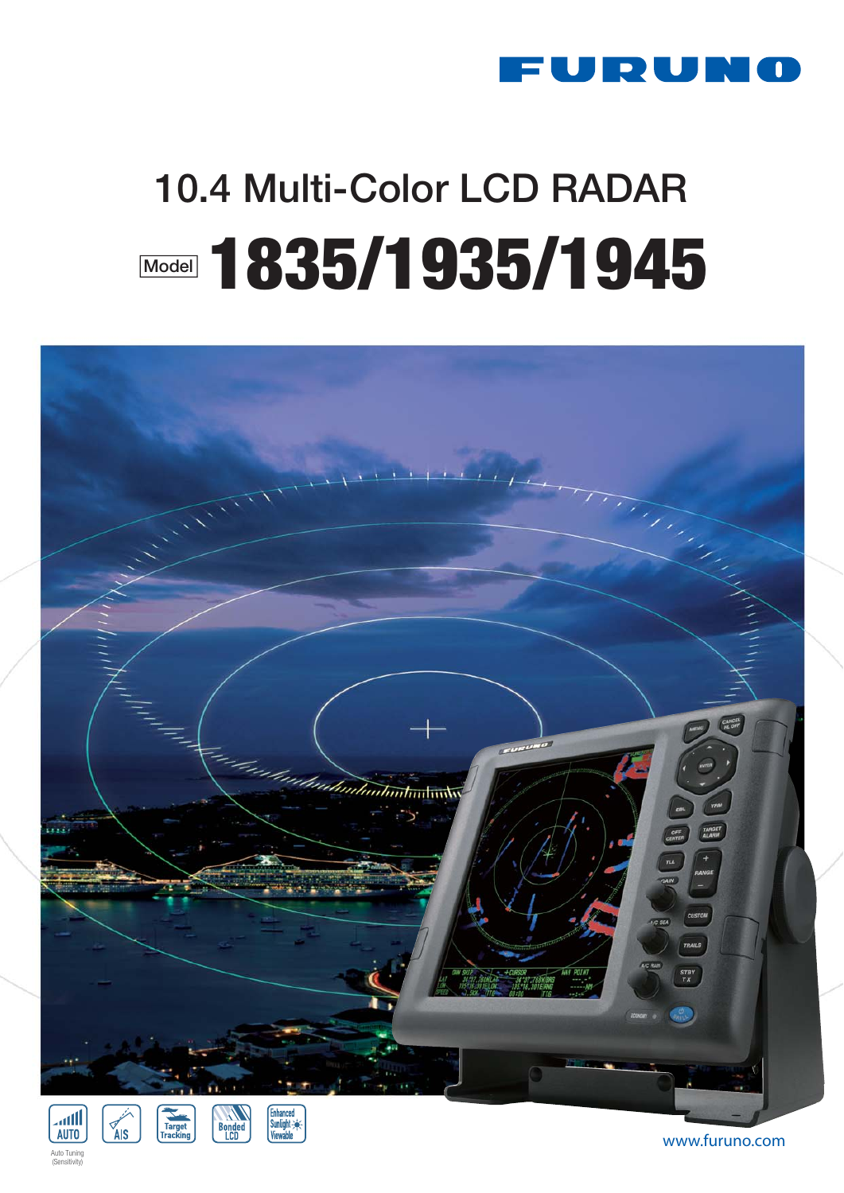FURUNO

# 10.4 Multi-Color LCD RADAR

## Model 1835/1935/1945

AUTO
Auto Tuning (Sensitivity)

AIS

Target Tracking

Bonded LCD

Enhanced Sunlight Viewable

www.furuno.com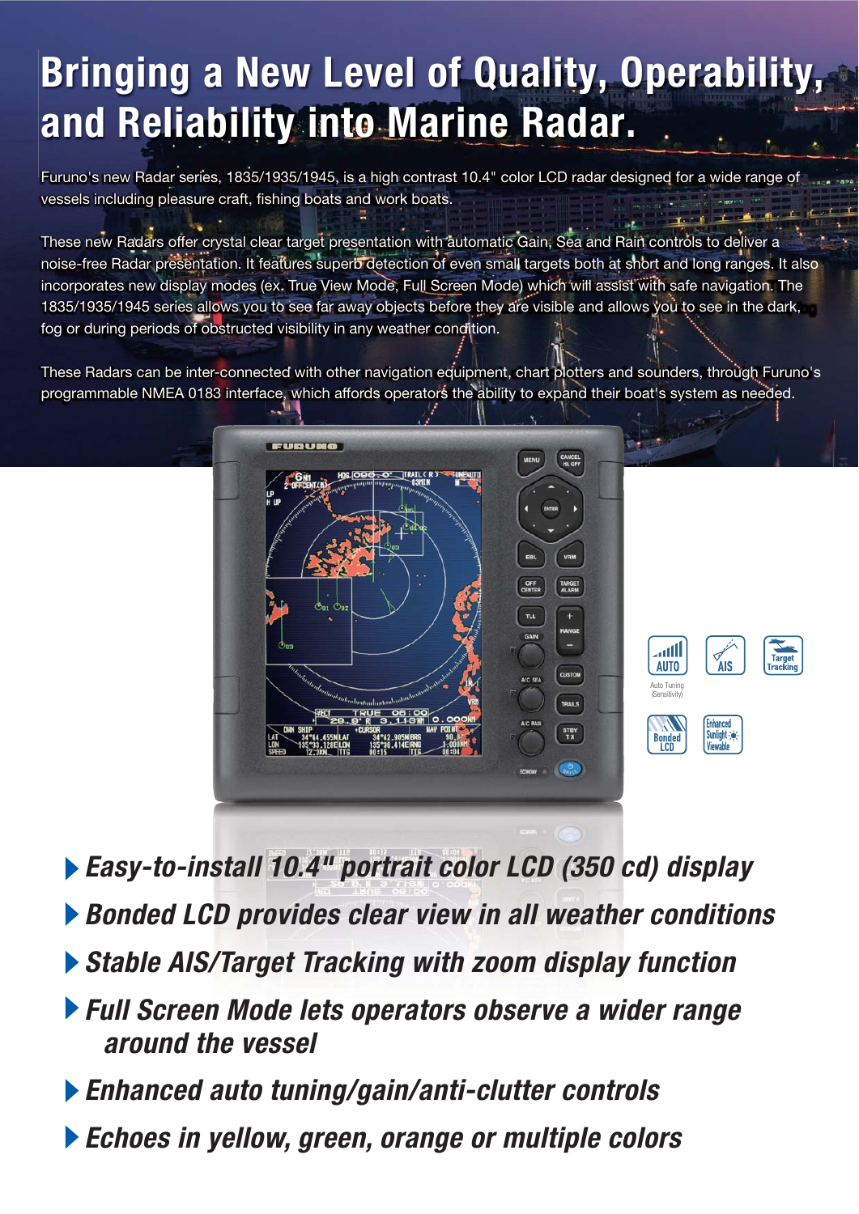# Bringing a New Level of Quality, Operability, and Reliability into Marine Radar.

Furuno's new Radar series, 1835/1935/1945, is a high contrast 10.4" color LCD radar designed for a wide range of vessels including pleasure craft, fishing boats and work boats.

These new Radars offer crystal clear target presentation with automatic Gain, Sea and Rain controls to deliver a noise-free Radar presentation. It features superb detection of even small targets both at short and long ranges. It also incorporates new display modes (ex. True View Mode, Full Screen Mode) which will assist with safe navigation. The 1835/1935/1945 series allows you to see far away objects before they are visible and allows you to see in the dark, fog or during periods of obstructed visibility in any weather condition.

These Radars can be inter-connected with other navigation equipment, chart plotters and sounders, through Furuno's programmable NMEA 0183 interface, which affords operators the ability to expand their boat's system as needed.

AUTO Auto Tuning (Sensitivity) | AIS | Target Tracking | Bonded LCD | Enhanced Sunlight Viewable

- ***Easy-to-install 10.4" portrait color LCD (350 cd) display***
- ***Bonded LCD provides clear view in all weather conditions***
- ***Stable AIS/Target Tracking with zoom display function***
- ***Full Screen Mode lets operators observe a wider range around the vessel***
- ***Enhanced auto tuning/gain/anti-clutter controls***
- ***Echoes in yellow, green, orange or multiple colors***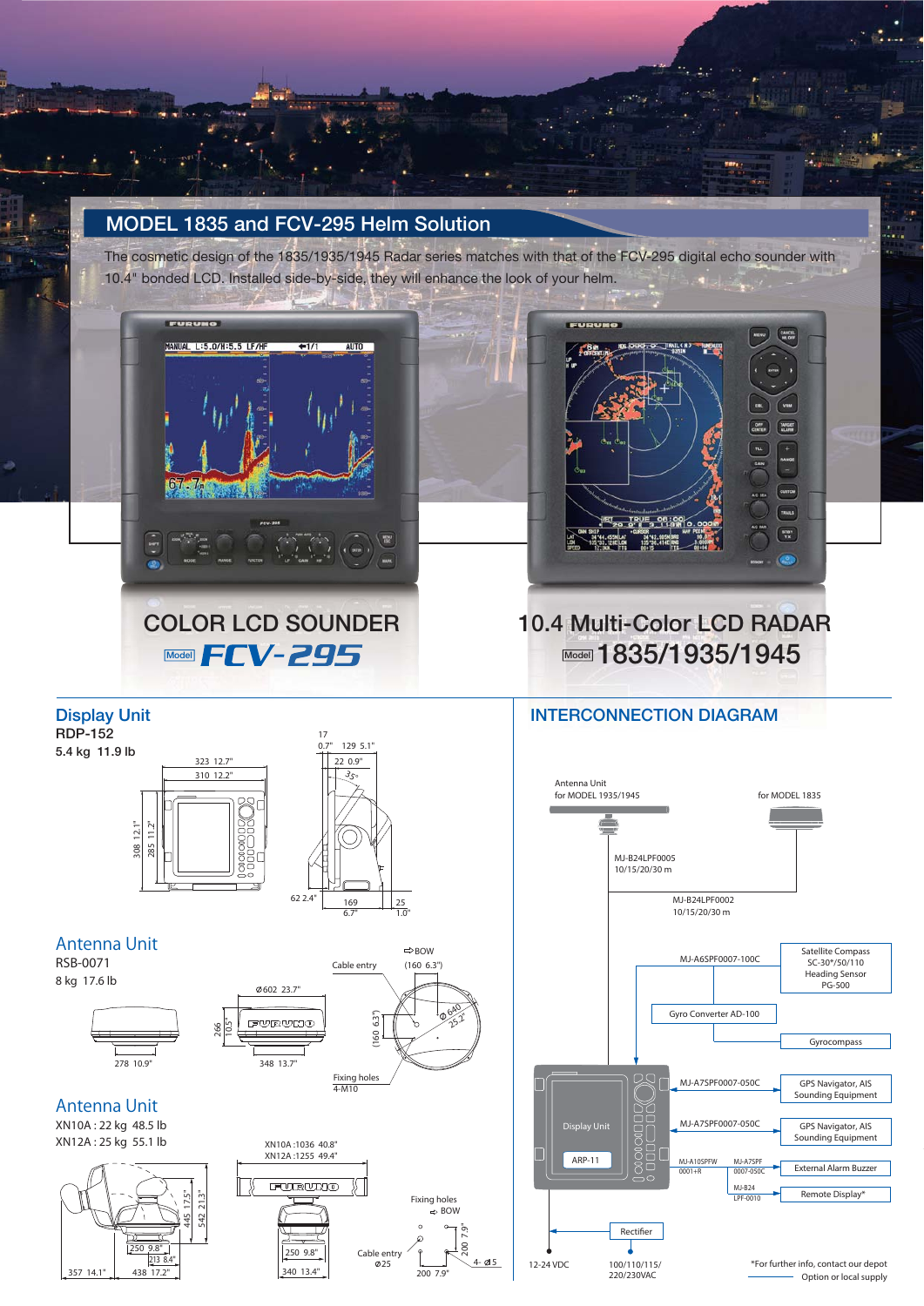## MODEL 1835 and FCV-295 Helm Solution

The cosmetic design of the 1835/1935/1945 Radar series matches with that of the FCV-295 digital echo sounder with 10.4" bonded LCD. Installed side-by-side, they will enhance the look of your helm.

**COLOR LCD SOUNDER**

Model **FCV-295**

**10.4 Multi-Color LCD RADAR**

Model **1835/1935/1945**

### Display Unit

RDP-152

5.4 kg 11.9 lb

323 12.7"
310 12.2"
308 12.1"
285 11.2"
17 0.7"
129 5.1"
22 0.9"
35°
62 2.4"
169 6.7"
25 1.0"

### Antenna Unit

RSB-0071

8 kg 17.6 lb

278 10.9"
266 10.5"
Ø602 23.7"
348 13.7"
Cable entry
BOW
(160 6.3")
Ø640 25.2"
Fixing holes 4-M10

### Antenna Unit

XN10A : 22 kg 48.5 lb

XN12A : 25 kg 55.1 lb

XN10A :1036 40.8"
XN12A :1255 49.4"
445 17.5"
542 21.3"
250 9.8"
213 8.4"
357 14.1"
438 17.2"
250 9.8"
340 13.4"
Fixing holes
BOW
Cable entry Ø25
200 7.9"
200 7.9"
4- Ø15

### INTERCONNECTION DIAGRAM

- Antenna Unit for MODEL 1935/1945
- for MODEL 1835
- MJ-B24LPF0005 10/15/20/30 m
- MJ-B24LPF0002 10/15/20/30 m
- MJ-A6SPF0007-100C — Satellite Compass SC-30*/50/110, Heading Sensor PG-500
- Gyro Converter AD-100 — Gyrocompass
- MJ-A7SPF0007-050C — GPS Navigator, AIS Sounding Equipment
- MJ-A7SPF0007-050C — GPS Navigator, AIS Sounding Equipment
- Display Unit, ARP-11
- MJ-A10SPFW 0001+R; MJ-A7SPF 0007-050C — External Alarm Buzzer
- MJ-B24 LPF-0010 — Remote Display*
- Rectifier
- 12-24 VDC
- 100/110/115/ 220/230VAC

*For further info, contact our depot

Option or local supply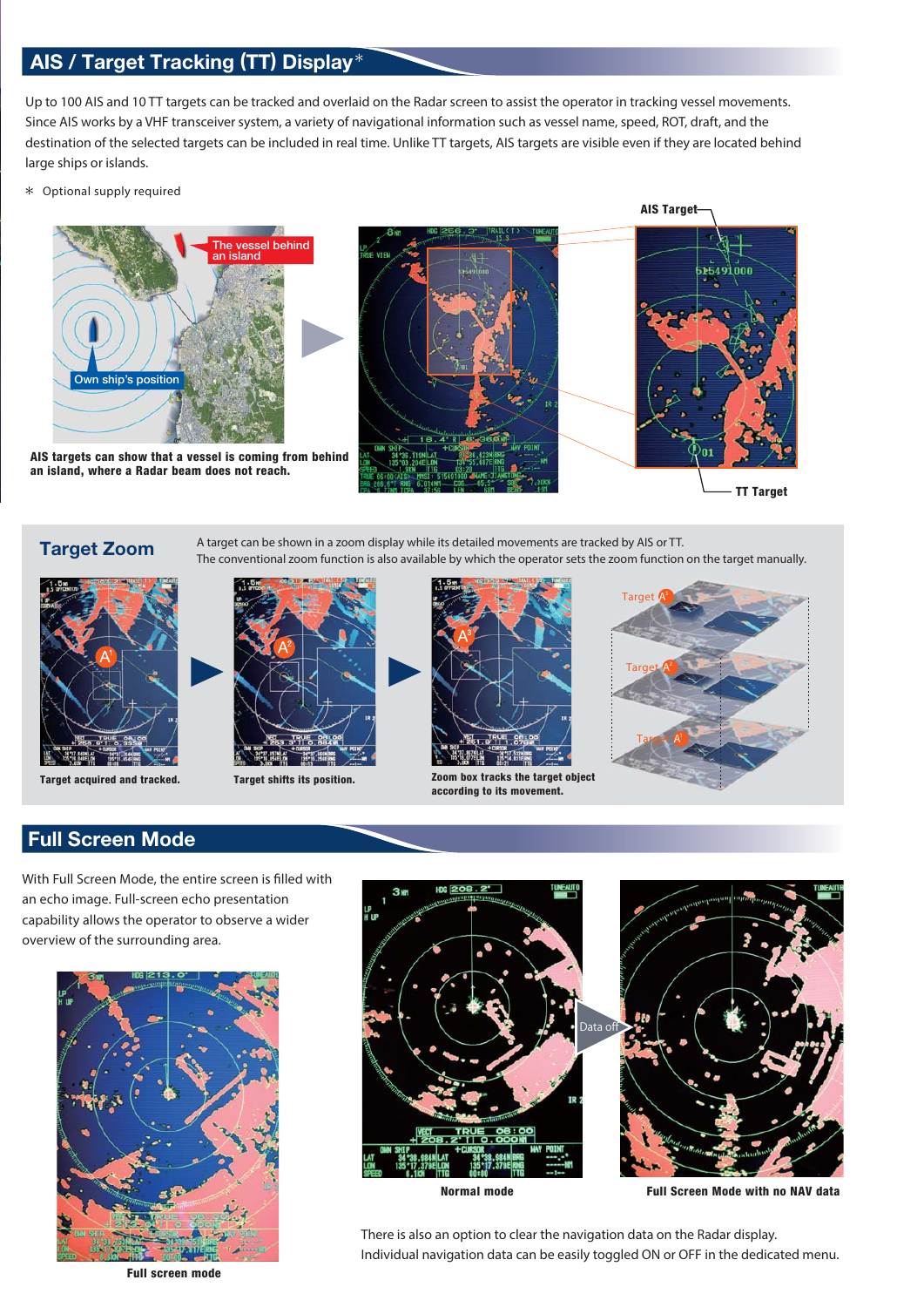## AIS / Target Tracking (TT) Display*

Up to 100 AIS and 10 TT targets can be tracked and overlaid on the Radar screen to assist the operator in tracking vessel movements. Since AIS works by a VHF transceiver system, a variety of navigational information such as vessel name, speed, ROT, draft, and the destination of the selected targets can be included in real time. Unlike TT targets, AIS targets are visible even if they are located behind large ships or islands.

* Optional supply required

**AIS targets can show that a vessel is coming from behind an island, where a Radar beam does not reach.**

## Target Zoom

A target can be shown in a zoom display while its detailed movements are tracked by AIS or TT.
The conventional zoom function is also available by which the operator sets the zoom function on the target manually.

**Target acquired and tracked.**

**Target shifts its position.**

**Zoom box tracks the target object according to its movement.**

## Full Screen Mode

With Full Screen Mode, the entire screen is filled with an echo image. Full-screen echo presentation capability allows the operator to observe a wider overview of the surrounding area.

**Full screen mode**

**Normal mode**

**Full Screen Mode with no NAV data**

There is also an option to clear the navigation data on the Radar display.
Individual navigation data can be easily toggled ON or OFF in the dedicated menu.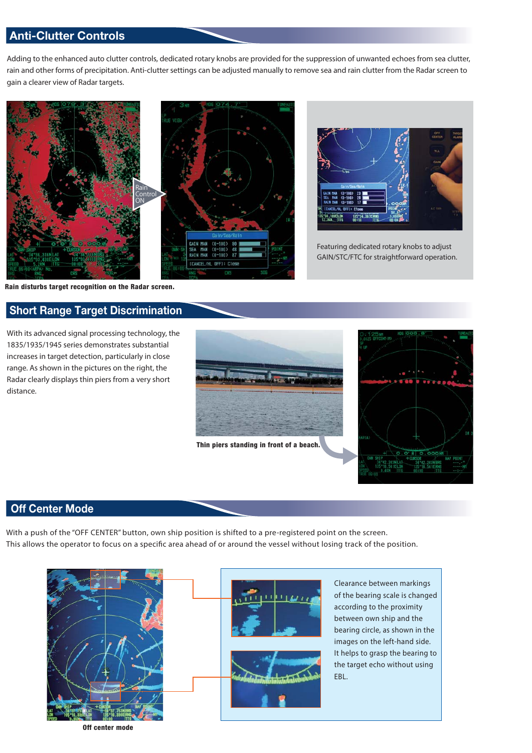## Anti-Clutter Controls

Adding to the enhanced auto clutter controls, dedicated rotary knobs are provided for the suppression of unwanted echoes from sea clutter, rain and other forms of precipitation. Anti-clutter settings can be adjusted manually to remove sea and rain clutter from the Radar screen to gain a clearer view of Radar targets.

Rain Control ON

**Rain disturbs target recognition on the Radar screen.**

Featuring dedicated rotary knobs to adjust GAIN/STC/FTC for straightforward operation.

## Short Range Target Discrimination

With its advanced signal processing technology, the 1835/1935/1945 series demonstrates substantial increases in target detection, particularly in close range. As shown in the pictures on the right, the Radar clearly displays thin piers from a very short distance.

**Thin piers standing in front of a beach.**

## Off Center Mode

With a push of the "OFF CENTER" button, own ship position is shifted to a pre-registered point on the screen.
This allows the operator to focus on a specific area ahead of or around the vessel without losing track of the position.

**Off center mode**

Clearance between markings of the bearing scale is changed according to the proximity between own ship and the bearing circle, as shown in the images on the left-hand side. It helps to grasp the bearing to the target echo without using EBL.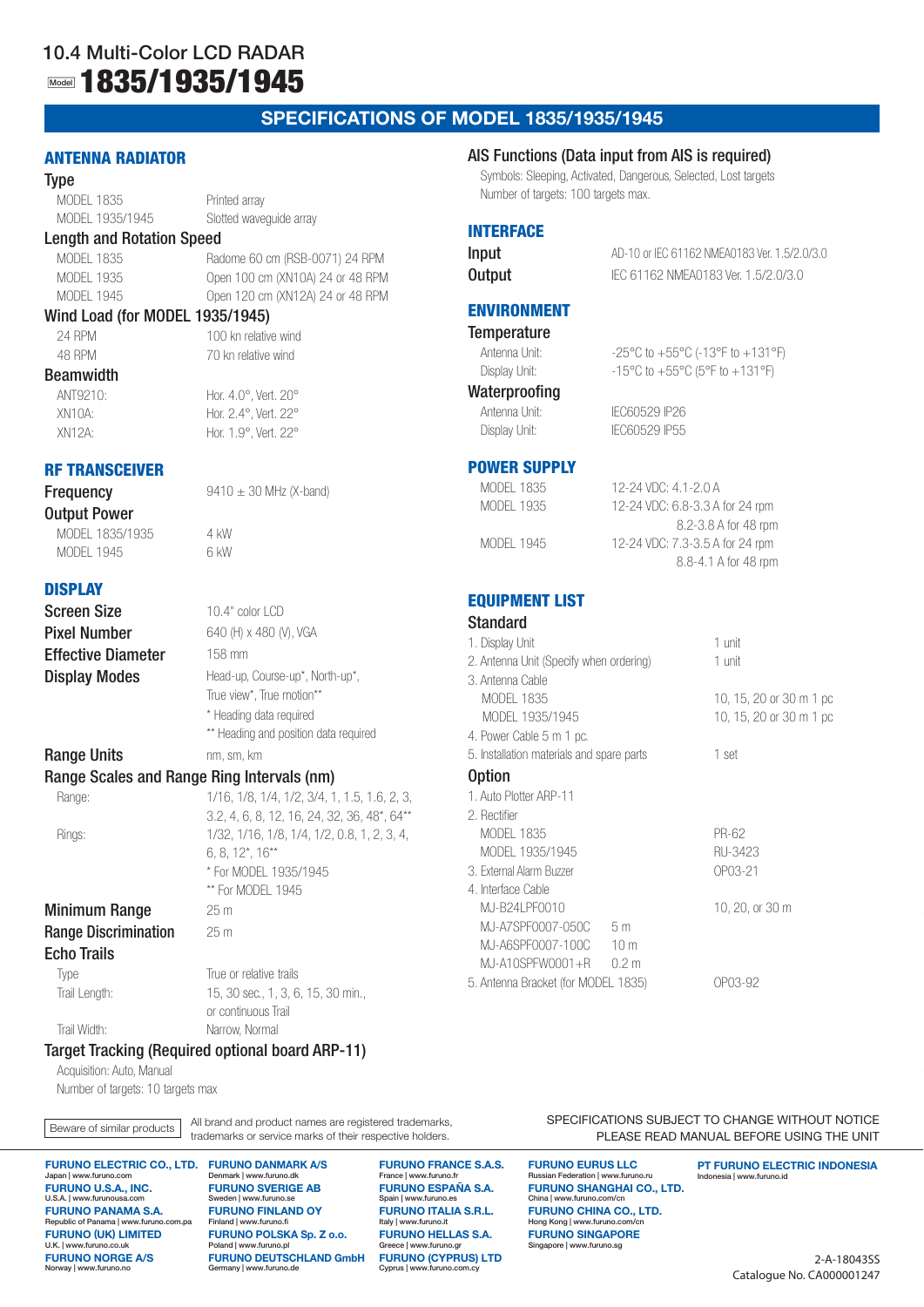# 10.4 Multi-Color LCD RADAR

Model **1835/1935/1945**

## SPECIFICATIONS OF MODEL 1835/1935/1945

### ANTENNA RADIATOR

**Type**

| | |
|---|---|
| MODEL 1835 | Printed array |
| MODEL 1935/1945 | Slotted waveguide array |

**Length and Rotation Speed**

| | |
|---|---|
| MODEL 1835 | Radome 60 cm (RSB-0071) 24 RPM |
| MODEL 1935 | Open 100 cm (XN10A) 24 or 48 RPM |
| MODEL 1945 | Open 120 cm (XN12A) 24 or 48 RPM |

**Wind Load (for MODEL 1935/1945)**

| | |
|---|---|
| 24 RPM | 100 kn relative wind |
| 48 RPM | 70 kn relative wind |

**Beamwidth**

| | |
|---|---|
| ANT9210: | Hor. 4.0°, Vert. 20° |
| XN10A: | Hor. 2.4°, Vert. 22° |
| XN12A: | Hor. 1.9°, Vert. 22° |

### RF TRANSCEIVER

**Frequency** 9410 ± 30 MHz (X-band)

**Output Power**

| | |
|---|---|
| MODEL 1835/1935 | 4 kW |
| MODEL 1945 | 6 kW |

### DISPLAY

**Screen Size** 10.4" color LCD

**Pixel Number** 640 (H) x 480 (V), VGA

**Effective Diameter** 158 mm

**Display Modes** Head-up, Course-up*, North-up*, True view*, True motion**
* Heading data required
** Heading and position data required

**Range Units** nm, sm, km

**Range Scales and Range Ring Intervals (nm)**

Range: 1/16, 1/8, 1/4, 1/2, 3/4, 1, 1.5, 1.6, 2, 3, 3.2, 4, 6, 8, 12, 16, 24, 32, 36, 48*, 64**

Rings: 1/32, 1/16, 1/8, 1/4, 1/2, 0.8, 1, 2, 3, 4, 6, 8, 12*, 16**
* For MODEL 1935/1945
** For MODEL 1945

**Minimum Range** 25 m

**Range Discrimination** 25 m

**Echo Trails**

| | |
|---|---|
| Type | True or relative trails |
| Trail Length: | 15, 30 sec., 1, 3, 6, 15, 30 min., or continuous Trail |
| Trail Width: | Narrow, Normal |

**Target Tracking (Required optional board ARP-11)**

Acquisition: Auto, Manual
Number of targets: 10 targets max

**AIS Functions (Data input from AIS is required)**

Symbols: Sleeping, Activated, Dangerous, Selected, Lost targets
Number of targets: 100 targets max.

### INTERFACE

| | |
|---|---|
| **Input** | AD-10 or IEC 61162 NMEA0183 Ver. 1.5/2.0/3.0 |
| **Output** | IEC 61162 NMEA0183 Ver. 1.5/2.0/3.0 |

### ENVIRONMENT

**Temperature**

| | |
|---|---|
| Antenna Unit: | -25°C to +55°C (-13°F to +131°F) |
| Display Unit: | -15°C to +55°C (5°F to +131°F) |

**Waterproofing**

| | |
|---|---|
| Antenna Unit: | IEC60529 IP26 |
| Display Unit: | IEC60529 IP55 |

### POWER SUPPLY

| | |
|---|---|
| MODEL 1835 | 12-24 VDC: 4.1-2.0 A |
| MODEL 1935 | 12-24 VDC: 6.8-3.3 A for 24 rpm<br>8.2-3.8 A for 48 rpm |
| MODEL 1945 | 12-24 VDC: 7.3-3.5 A for 24 rpm<br>8.8-4.1 A for 48 rpm |

### EQUIPMENT LIST

**Standard**

| | |
|---|---|
| 1. Display Unit | 1 unit |
| 2. Antenna Unit (Specify when ordering) | 1 unit |
| 3. Antenna Cable | |
| MODEL 1835 | 10, 15, 20 or 30 m 1 pc |
| MODEL 1935/1945 | 10, 15, 20 or 30 m 1 pc |
| 4. Power Cable 5 m 1 pc. | |
| 5. Installation materials and spare parts | 1 set |

**Option**

| | | |
|---|---|---|
| 1. Auto Plotter ARP-11 | | |
| 2. Rectifier | | |
| MODEL 1835 | | PR-62 |
| MODEL 1935/1945 | | RU-3423 |
| 3. External Alarm Buzzer | | OP03-21 |
| 4. Interface Cable | | |
| MJ-B24LPF0010 | | 10, 20, or 30 m |
| MJ-A7SPF0007-050C | 5 m | |
| MJ-A6SPF0007-100C | 10 m | |
| MJ-A10SPFW0001+R | 0.2 m | |
| 5. Antenna Bracket (for MODEL 1835) | | OP03-92 |

Beware of similar products

All brand and product names are registered trademarks, trademarks or service marks of their respective holders.

SPECIFICATIONS SUBJECT TO CHANGE WITHOUT NOTICE
PLEASE READ MANUAL BEFORE USING THE UNIT

**FURUNO ELECTRIC CO., LTD.** Japan | www.furuno.com
**FURUNO U.S.A., INC.** U.S.A. | www.furunousa.com
**FURUNO PANAMA S.A.** Republic of Panama | www.furuno.com.pa
**FURUNO (UK) LIMITED** U.K. | www.furuno.co.uk
**FURUNO NORGE A/S** Norway | www.furuno.no
**FURUNO DANMARK A/S** Denmark | www.furuno.dk
**FURUNO SVERIGE AB** Sweden | www.furuno.se
**FURUNO FINLAND OY** Finland | www.furuno.fi
**FURUNO POLSKA Sp. Z o.o.** Poland | www.furuno.pl
**FURUNO DEUTSCHLAND GmbH** Germany | www.furuno.de
**FURUNO FRANCE S.A.S.** France | www.furuno.fr
**FURUNO ESPAÑA S.A.** Spain | www.furuno.es
**FURUNO ITALIA S.R.L.** Italy | www.furuno.it
**FURUNO HELLAS S.A.** Greece | www.furuno.gr
**FURUNO (CYPRUS) LTD** Cyprus | www.furuno.com.cy
**FURUNO EURUS LLC** Russian Federation | www.furuno.ru
**FURUNO SHANGHAI CO., LTD.** China | www.furuno.com/cn
**FURUNO CHINA CO., LTD.** Hong Kong | www.furuno.com/cn
**FURUNO SINGAPORE** Singapore | www.furuno.sg
**PT FURUNO ELECTRIC INDONESIA** Indonesia | www.furuno.id

2-A-18043SS
Catalogue No. CA000001247